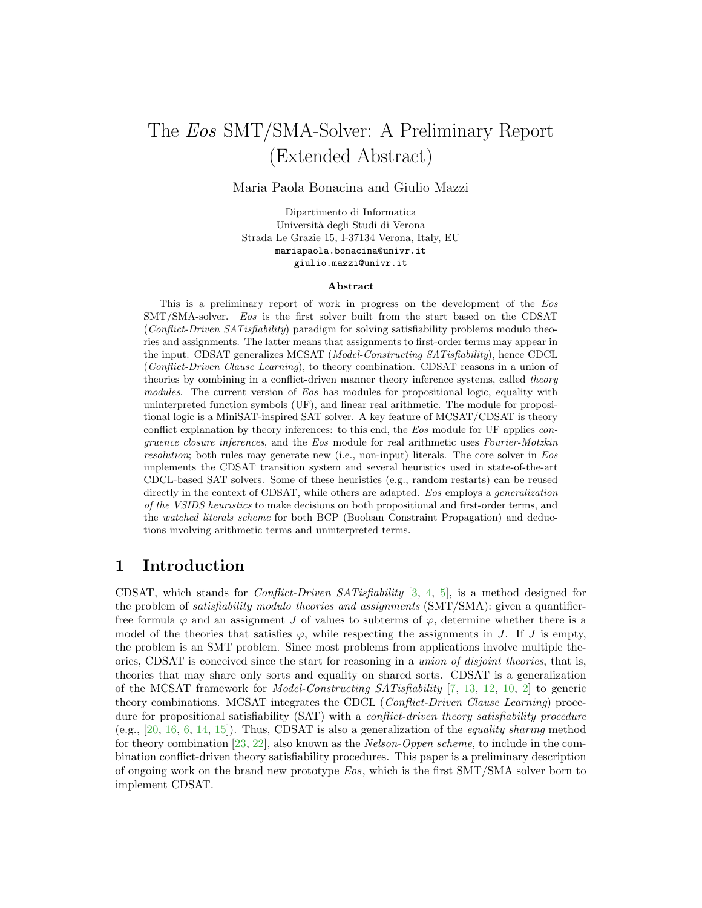# The *Eos* SMT/SMA-Solver: A Preliminary Report (Extended Abstract)

Maria Paola Bonacina and Giulio Mazzi

Dipartimento di Informatica
Università degli Studi di Verona
Strada Le Grazie 15, I-37134 Verona, Italy, EU
mariapaola.bonacina@univr.it
giulio.mazzi@univr.it

### Abstract

This is a preliminary report of work in progress on the development of the *Eos* SMT/SMA-solver. *Eos* is the first solver built from the start based on the CDSAT (*Conflict-Driven SATisfiability*) paradigm for solving satisfiability problems modulo theories and assignments. The latter means that assignments to first-order terms may appear in the input. CDSAT generalizes MCSAT (*Model-Constructing SATisfiability*), hence CDCL (*Conflict-Driven Clause Learning*), to theory combination. CDSAT reasons in a union of theories by combining in a conflict-driven manner theory inference systems, called *theory modules*. The current version of *Eos* has modules for propositional logic, equality with uninterpreted function symbols (UF), and linear real arithmetic. The module for propositional logic is a MiniSAT-inspired SAT solver. A key feature of MCSAT/CDSAT is theory conflict explanation by theory inferences: to this end, the *Eos* module for UF applies *congruence closure inferences*, and the *Eos* module for real arithmetic uses *Fourier-Motzkin resolution*; both rules may generate new (i.e., non-input) literals. The core solver in *Eos* implements the CDSAT transition system and several heuristics used in state-of-the-art CDCL-based SAT solvers. Some of these heuristics (e.g., random restarts) can be reused directly in the context of CDSAT, while others are adapted. *Eos* employs a *generalization of the VSIDS heuristics* to make decisions on both propositional and first-order terms, and the *watched literals scheme* for both BCP (Boolean Constraint Propagation) and deductions involving arithmetic terms and uninterpreted terms.

## 1 Introduction

CDSAT, which stands for *Conflict-Driven SATisfiability* [3, 4, 5], is a method designed for the problem of *satisfiability modulo theories and assignments* (SMT/SMA): given a quantifier-free formula $\varphi$ and an assignment $J$ of values to subterms of $\varphi$, determine whether there is a model of the theories that satisfies $\varphi$, while respecting the assignments in $J$. If $J$ is empty, the problem is an SMT problem. Since most problems from applications involve multiple theories, CDSAT is conceived since the start for reasoning in a *union of disjoint theories*, that is, theories that may share only sorts and equality on shared sorts. CDSAT is a generalization of the MCSAT framework for *Model-Constructing SATisfiability* [7, 13, 12, 10, 2] to generic theory combinations. MCSAT integrates the CDCL (*Conflict-Driven Clause Learning*) procedure for propositional satisfiability (SAT) with a *conflict-driven theory satisfiability procedure* (e.g., [20, 16, 6, 14, 15]). Thus, CDSAT is also a generalization of the *equality sharing* method for theory combination [23, 22], also known as the *Nelson-Oppen scheme*, to include in the combination conflict-driven theory satisfiability procedures. This paper is a preliminary description of ongoing work on the brand new prototype *Eos*, which is the first SMT/SMA solver born to implement CDSAT.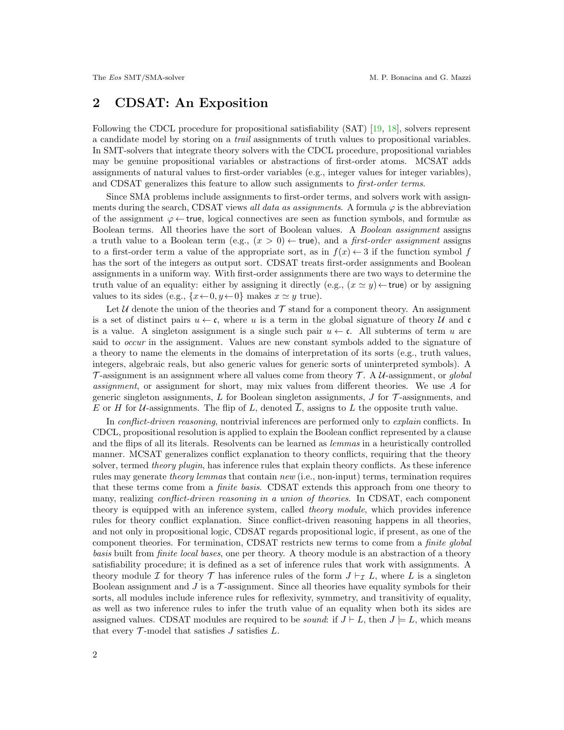## 2 CDSAT: An Exposition

Following the CDCL procedure for propositional satisfiability (SAT) [19, 18], solvers represent a candidate model by storing on a *trail* assignments of truth values to propositional variables. In SMT-solvers that integrate theory solvers with the CDCL procedure, propositional variables may be genuine propositional variables or abstractions of first-order atoms. MCSAT adds assignments of natural values to first-order variables (e.g., integer values for integer variables), and CDSAT generalizes this feature to allow such assignments to *first-order terms*.

Since SMA problems include assignments to first-order terms, and solvers work with assignments during the search, CDSAT views *all data as assignments*. A formula $\varphi$ is the abbreviation of the assignment $\varphi \leftarrow \mathsf{true}$, logical connectives are seen as function symbols, and formulæ as Boolean terms. All theories have the sort of Boolean values. A *Boolean assignment* assigns a truth value to a Boolean term (e.g., $(x > 0) \leftarrow \mathsf{true}$), and a *first-order assignment* assigns to a first-order term a value of the appropriate sort, as in $f(x) \leftarrow 3$ if the function symbol $f$ has the sort of the integers as output sort. CDSAT treats first-order assignments and Boolean assignments in a uniform way. With first-order assignments there are two ways to determine the truth value of an equality: either by assigning it directly (e.g., $(x \simeq y) \leftarrow \mathsf{true}$) or by assigning values to its sides (e.g., $\{x \leftarrow 0, y \leftarrow 0\}$ makes $x \simeq y$ true).

Let $\mathcal{U}$ denote the union of the theories and $\mathcal{T}$ stand for a component theory. An assignment is a set of distinct pairs $u \leftarrow \mathfrak{c}$, where $u$ is a term in the global signature of theory $\mathcal{U}$ and $\mathfrak{c}$ is a value. A singleton assignment is a single such pair $u \leftarrow \mathfrak{c}$. All subterms of term $u$ are said to *occur* in the assignment. Values are new constant symbols added to the signature of a theory to name the elements in the domains of interpretation of its sorts (e.g., truth values, integers, algebraic reals, but also generic values for generic sorts of uninterpreted symbols). A $\mathcal{T}$-assignment is an assignment where all values come from theory $\mathcal{T}$. A $\mathcal{U}$-assignment, or *global assignment*, or assignment for short, may mix values from different theories. We use $A$ for generic singleton assignments, $L$ for Boolean singleton assignments, $J$ for $\mathcal{T}$-assignments, and $E$ or $H$ for $\mathcal{U}$-assignments. The flip of $L$, denoted $\overline{L}$, assigns to $L$ the opposite truth value.

In *conflict-driven reasoning*, nontrivial inferences are performed only to *explain* conflicts. In CDCL, propositional resolution is applied to explain the Boolean conflict represented by a clause and the flips of all its literals. Resolvents can be learned as *lemmas* in a heuristically controlled manner. MCSAT generalizes conflict explanation to theory conflicts, requiring that the theory solver, termed *theory plugin*, has inference rules that explain theory conflicts. As these inference rules may generate *theory lemmas* that contain *new* (i.e., non-input) terms, termination requires that these terms come from a *finite basis*. CDSAT extends this approach from one theory to many, realizing *conflict-driven reasoning in a union of theories*. In CDSAT, each component theory is equipped with an inference system, called *theory module*, which provides inference rules for theory conflict explanation. Since conflict-driven reasoning happens in all theories, and not only in propositional logic, CDSAT regards propositional logic, if present, as one of the component theories. For termination, CDSAT restricts new terms to come from a *finite global basis* built from *finite local bases*, one per theory. A theory module is an abstraction of a theory satisfiability procedure; it is defined as a set of inference rules that work with assignments. A theory module $\mathcal{I}$ for theory $\mathcal{T}$ has inference rules of the form $J \vdash_{\mathcal{I}} L$, where $L$ is a singleton Boolean assignment and $J$ is a $\mathcal{T}$-assignment. Since all theories have equality symbols for their sorts, all modules include inference rules for reflexivity, symmetry, and transitivity of equality, as well as two inference rules to infer the truth value of an equality when both its sides are assigned values. CDSAT modules are required to be *sound*: if $J \vdash L$, then $J \models L$, which means that every $\mathcal{T}$-model that satisfies $J$ satisfies $L$.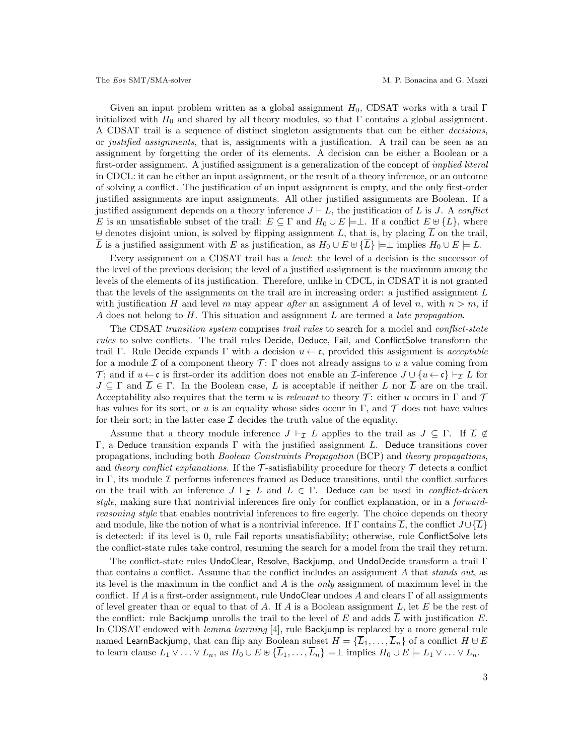Given an input problem written as a global assignment $H_0$, CDSAT works with a trail $\Gamma$ initialized with $H_0$ and shared by all theory modules, so that $\Gamma$ contains a global assignment. A CDSAT trail is a sequence of distinct singleton assignments that can be either *decisions*, or *justified assignments*, that is, assignments with a justification. A trail can be seen as an assignment by forgetting the order of its elements. A decision can be either a Boolean or a first-order assignment. A justified assignment is a generalization of the concept of *implied literal* in CDCL: it can be either an input assignment, or the result of a theory inference, or an outcome of solving a conflict. The justification of an input assignment is empty, and the only first-order justified assignments are input assignments. All other justified assignments are Boolean. If a justified assignment depends on a theory inference $J \vdash L$, the justification of $L$ is $J$. A *conflict* $E$ is an unsatisfiable subset of the trail: $E \subseteq \Gamma$ and $H_0 \cup E \models\bot$. If a conflict $E \uplus \{L\}$, where $\uplus$ denotes disjoint union, is solved by flipping assignment $L$, that is, by placing $\overline{L}$ on the trail, $\overline{L}$ is a justified assignment with $E$ as justification, as $H_0 \cup E \uplus \{\overline{L}\} \models\bot$ implies $H_0 \cup E \models L$.

Every assignment on a CDSAT trail has a *level*: the level of a decision is the successor of the level of the previous decision; the level of a justified assignment is the maximum among the levels of the elements of its justification. Therefore, unlike in CDCL, in CDSAT it is not granted that the levels of the assignments on the trail are in increasing order: a justified assignment $L$ with justification $H$ and level $m$ may appear *after* an assignment $A$ of level $n$, with $n > m$, if $A$ does not belong to $H$. This situation and assignment $L$ are termed a *late propagation*.

The CDSAT *transition system* comprises *trail rules* to search for a model and *conflict-state rules* to solve conflicts. The trail rules Decide, Deduce, Fail, and ConflictSolve transform the trail $\Gamma$. Rule Decide expands $\Gamma$ with a decision $u \leftarrow \mathfrak{c}$, provided this assignment is *acceptable* for a module $\mathcal{I}$ of a component theory $\mathcal{T}$: $\Gamma$ does not already assigns to $u$ a value coming from $\mathcal{T}$; and if $u \leftarrow \mathfrak{c}$ is first-order its addition does not enable an $\mathcal{I}$-inference $J \cup \{u \leftarrow \mathfrak{c}\} \vdash_{\mathcal{I}} L$ for $J \subseteq \Gamma$ and $\overline{L} \in \Gamma$. In the Boolean case, $L$ is acceptable if neither $L$ nor $\overline{L}$ are on the trail. Acceptability also requires that the term $u$ is *relevant* to theory $\mathcal{T}$: either $u$ occurs in $\Gamma$ and $\mathcal{T}$ has values for its sort, or $u$ is an equality whose sides occur in $\Gamma$, and $\mathcal{T}$ does not have values for their sort; in the latter case $\mathcal{I}$ decides the truth value of the equality.

Assume that a theory module inference $J \vdash_{\mathcal{I}} L$ applies to the trail as $J \subseteq \Gamma$. If $\overline{L} \notin \Gamma$, a Deduce transition expands $\Gamma$ with the justified assignment $L$. Deduce transitions cover propagations, including both *Boolean Constraints Propagation* (BCP) and *theory propagations*, and *theory conflict explanations*. If the $\mathcal{T}$-satisfiability procedure for theory $\mathcal{T}$ detects a conflict in $\Gamma$, its module $\mathcal{I}$ performs inferences framed as Deduce transitions, until the conflict surfaces on the trail with an inference $J \vdash_{\mathcal{I}} L$ and $\overline{L} \in \Gamma$. Deduce can be used in *conflict-driven style*, making sure that nontrivial inferences fire only for conflict explanation, or in a *forward-reasoning style* that enables nontrivial inferences to fire eagerly. The choice depends on theory and module, like the notion of what is a nontrivial inference. If $\Gamma$ contains $\overline{L}$, the conflict $J \cup \{\overline{L}\}$ is detected: if its level is 0, rule Fail reports unsatisfiability; otherwise, rule ConflictSolve lets the conflict-state rules take control, resuming the search for a model from the trail they return.

The conflict-state rules UndoClear, Resolve, Backjump, and UndoDecide transform a trail $\Gamma$ that contains a conflict. Assume that the conflict includes an assignment $A$ that *stands out*, as its level is the maximum in the conflict and $A$ is the *only* assignment of maximum level in the conflict. If $A$ is a first-order assignment, rule UndoClear undoes $A$ and clears $\Gamma$ of all assignments of level greater than or equal to that of $A$. If $A$ is a Boolean assignment $L$, let $E$ be the rest of the conflict: rule Backjump unrolls the trail to the level of $E$ and adds $\overline{L}$ with justification $E$. In CDSAT endowed with *lemma learning* [4], rule Backjump is replaced by a more general rule named LearnBackjump, that can flip any Boolean subset $H = \{\overline{L}_1, \ldots, \overline{L}_n\}$ of a conflict $H \uplus E$ to learn clause $L_1 \vee \ldots \vee L_n$, as $H_0 \cup E \uplus \{\overline{L}_1, \ldots, \overline{L}_n\} \models\bot$ implies $H_0 \cup E \models L_1 \vee \ldots \vee L_n$.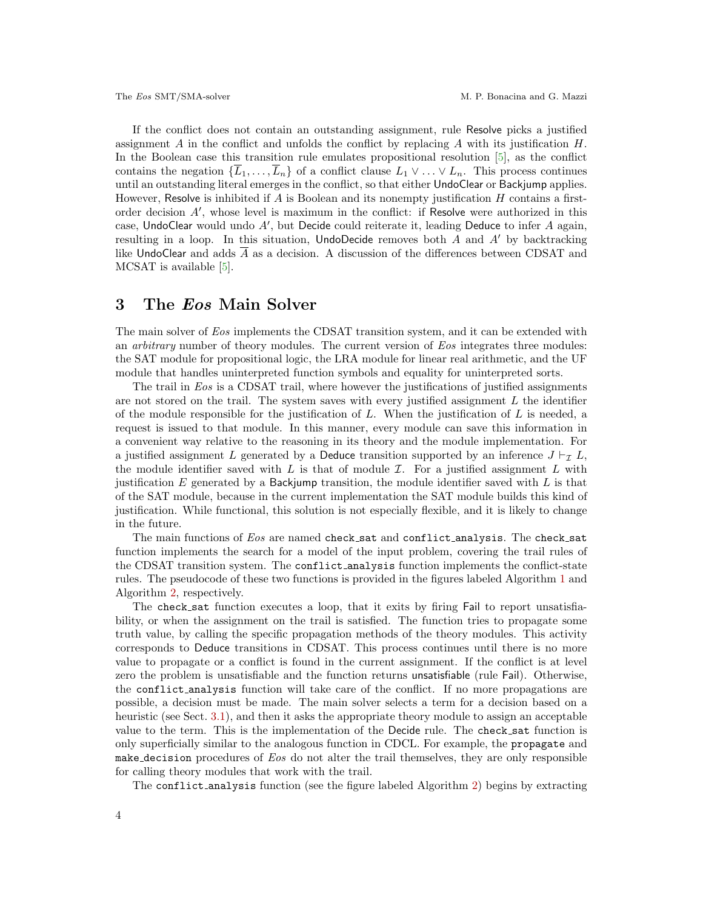If the conflict does not contain an outstanding assignment, rule Resolve picks a justified assignment $A$ in the conflict and unfolds the conflict by replacing $A$ with its justification $H$. In the Boolean case this transition rule emulates propositional resolution [5], as the conflict contains the negation $\{\overline{L}_1, \ldots, \overline{L}_n\}$ of a conflict clause $L_1 \vee \ldots \vee L_n$. This process continues until an outstanding literal emerges in the conflict, so that either UndoClear or Backjump applies. However, Resolve is inhibited if $A$ is Boolean and its nonempty justification $H$ contains a first-order decision $A'$, whose level is maximum in the conflict: if Resolve were authorized in this case, UndoClear would undo $A'$, but Decide could reiterate it, leading Deduce to infer $A$ again, resulting in a loop. In this situation, UndoDecide removes both $A$ and $A'$ by backtracking like UndoClear and adds $\overline{A}$ as a decision. A discussion of the differences between CDSAT and MCSAT is available [5].

## 3 The *Eos* Main Solver

The main solver of *Eos* implements the CDSAT transition system, and it can be extended with an *arbitrary* number of theory modules. The current version of *Eos* integrates three modules: the SAT module for propositional logic, the LRA module for linear real arithmetic, and the UF module that handles uninterpreted function symbols and equality for uninterpreted sorts.

The trail in *Eos* is a CDSAT trail, where however the justifications of justified assignments are not stored on the trail. The system saves with every justified assignment $L$ the identifier of the module responsible for the justification of $L$. When the justification of $L$ is needed, a request is issued to that module. In this manner, every module can save this information in a convenient way relative to the reasoning in its theory and the module implementation. For a justified assignment $L$ generated by a Deduce transition supported by an inference $J \vdash_{\mathcal{I}} L$, the module identifier saved with $L$ is that of module $\mathcal{I}$. For a justified assignment $L$ with justification $E$ generated by a Backjump transition, the module identifier saved with $L$ is that of the SAT module, because in the current implementation the SAT module builds this kind of justification. While functional, this solution is not especially flexible, and it is likely to change in the future.

The main functions of *Eos* are named `check_sat` and `conflict_analysis`. The `check_sat` function implements the search for a model of the input problem, covering the trail rules of the CDSAT transition system. The `conflict_analysis` function implements the conflict-state rules. The pseudocode of these two functions is provided in the figures labeled Algorithm 1 and Algorithm 2, respectively.

The `check_sat` function executes a loop, that it exits by firing Fail to report unsatisfiability, or when the assignment on the trail is satisfied. The function tries to propagate some truth value, by calling the specific propagation methods of the theory modules. This activity corresponds to Deduce transitions in CDSAT. This process continues until there is no more value to propagate or a conflict is found in the current assignment. If the conflict is at level zero the problem is unsatisfiable and the function returns unsatisfiable (rule Fail). Otherwise, the `conflict_analysis` function will take care of the conflict. If no more propagations are possible, a decision must be made. The main solver selects a term for a decision based on a heuristic (see Sect. 3.1), and then it asks the appropriate theory module to assign an acceptable value to the term. This is the implementation of the Decide rule. The `check_sat` function is only superficially similar to the analogous function in CDCL. For example, the `propagate` and `make_decision` procedures of *Eos* do not alter the trail themselves, they are only responsible for calling theory modules that work with the trail.

The `conflict_analysis` function (see the figure labeled Algorithm 2) begins by extracting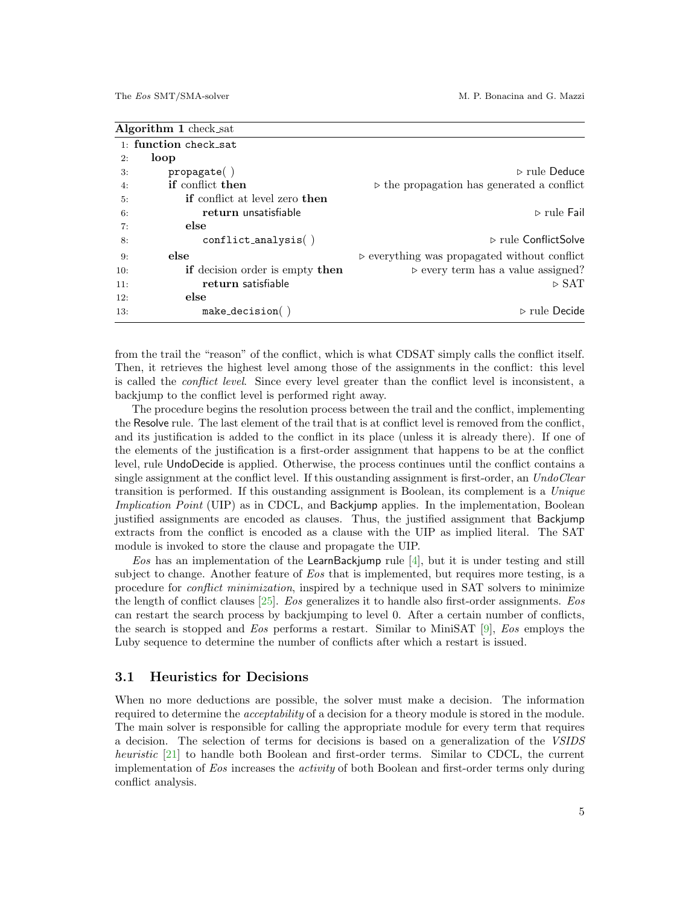**Algorithm 1** check_sat

```
1: function check_sat
2:     loop
3:         propagate( )                                    ▷ rule Deduce
4:         if conflict then                                ▷ the propagation has generated a conflict
5:             if conflict at level zero then
6:                 return unsatisfiable                    ▷ rule Fail
7:             else
8:                 conflict_analysis( )                    ▷ rule ConflictSolve
9:         else                                            ▷ everything was propagated without conflict
10:            if decision order is empty then             ▷ every term has a value assigned?
11:                return satisfiable                      ▷ SAT
12:            else
13:                make_decision( )                        ▷ rule Decide
```

from the trail the "reason" of the conflict, which is what CDSAT simply calls the conflict itself. Then, it retrieves the highest level among those of the assignments in the conflict: this level is called the *conflict level*. Since every level greater than the conflict level is inconsistent, a backjump to the conflict level is performed right away.

The procedure begins the resolution process between the trail and the conflict, implementing the Resolve rule. The last element of the trail that is at conflict level is removed from the conflict, and its justification is added to the conflict in its place (unless it is already there). If one of the elements of the justification is a first-order assignment that happens to be at the conflict level, rule UndoDecide is applied. Otherwise, the process continues until the conflict contains a single assignment at the conflict level. If this oustanding assignment is first-order, an *UndoClear* transition is performed. If this oustanding assignment is Boolean, its complement is a *Unique Implication Point* (UIP) as in CDCL, and Backjump applies. In the implementation, Boolean justified assignments are encoded as clauses. Thus, the justified assignment that Backjump extracts from the conflict is encoded as a clause with the UIP as implied literal. The SAT module is invoked to store the clause and propagate the UIP.

*Eos* has an implementation of the LearnBackjump rule [4], but it is under testing and still subject to change. Another feature of *Eos* that is implemented, but requires more testing, is a procedure for *conflict minimization*, inspired by a technique used in SAT solvers to minimize the length of conflict clauses [25]. *Eos* generalizes it to handle also first-order assignments. *Eos* can restart the search process by backjumping to level 0. After a certain number of conflicts, the search is stopped and *Eos* performs a restart. Similar to MiniSAT [9], *Eos* employs the Luby sequence to determine the number of conflicts after which a restart is issued.

## 3.1 Heuristics for Decisions

When no more deductions are possible, the solver must make a decision. The information required to determine the *acceptability* of a decision for a theory module is stored in the module. The main solver is responsible for calling the appropriate module for every term that requires a decision. The selection of terms for decisions is based on a generalization of the *VSIDS heuristic* [21] to handle both Boolean and first-order terms. Similar to CDCL, the current implementation of *Eos* increases the *activity* of both Boolean and first-order terms only during conflict analysis.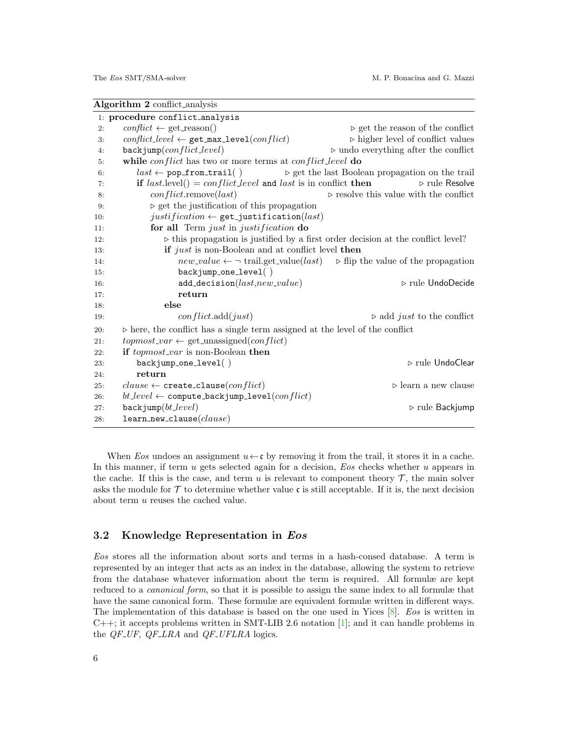**Algorithm 2** conflict_analysis

```
 1: procedure conflict_analysis
 2:     conflict ← get_reason()                          ▷ get the reason of the conflict
 3:     conflict_level ← get_max_level(conflict)          ▷ higher level of conflict values
 4:     backjump(conflict_level)                          ▷ undo everything after the conflict
 5:     while conflict has two or more terms at conflict_level do
 6:         last ← pop_from_trail( )              ▷ get the last Boolean propagation on the trail
 7:         if last.level() = conflict_level and last is in conflict then     ▷ rule Resolve
 8:             conflict.remove(last)             ▷ resolve this value with the conflict
 9:             ▷ get the justification of this propagation
10:             justification ← get_justification(last)
11:             for all Term just in justification do
12:                 ▷ this propagation is justified by a first order decision at the conflict level?
13:                 if just is non-Boolean and at conflict level then
14:                     new_value ← ¬ trail.get_value(last)    ▷ flip the value of the propagation
15:                     backjump_one_level( )
16:                     add_decision(last,new_value)                  ▷ rule UndoDecide
17:                     return
18:                 else
19:                     conflict.add(just)                    ▷ add just to the conflict
20:     ▷ here, the conflict has a single term assigned at the level of the conflict
21:     topmost_var ← get_unassigned(conflict)
22:     if topmost_var is non-Boolean then
23:         backjump_one_level( )                                 ▷ rule UndoClear
24:         return
25:     clause ← create_clause(conflict)                           ▷ learn a new clause
26:     bt_level ← compute_backjump_level(conflict)
27:     backjump(bt_level)                                        ▷ rule Backjump
28:     learn_new_clause(clause)
```

When *Eos* undoes an assignment $u \leftarrow \mathfrak{c}$ by removing it from the trail, it stores it in a cache. In this manner, if term $u$ gets selected again for a decision, *Eos* checks whether $u$ appears in the cache. If this is the case, and term $u$ is relevant to component theory $\mathcal{T}$, the main solver asks the module for $\mathcal{T}$ to determine whether value $\mathfrak{c}$ is still acceptable. If it is, the next decision about term $u$ reuses the cached value.

## 3.2 Knowledge Representation in *Eos*

*Eos* stores all the information about sorts and terms in a hash-consed database. A term is represented by an integer that acts as an index in the database, allowing the system to retrieve from the database whatever information about the term is required. All formulæ are kept reduced to a *canonical form*, so that it is possible to assign the same index to all formulæ that have the same canonical form. These formulæ are equivalent formulæ written in different ways. The implementation of this database is based on the one used in Yices [8]. *Eos* is written in C++; it accepts problems written in SMT-LIB 2.6 notation [1]; and it can handle problems in the *QF_UF, QF_LRA* and *QF_UFLRA* logics.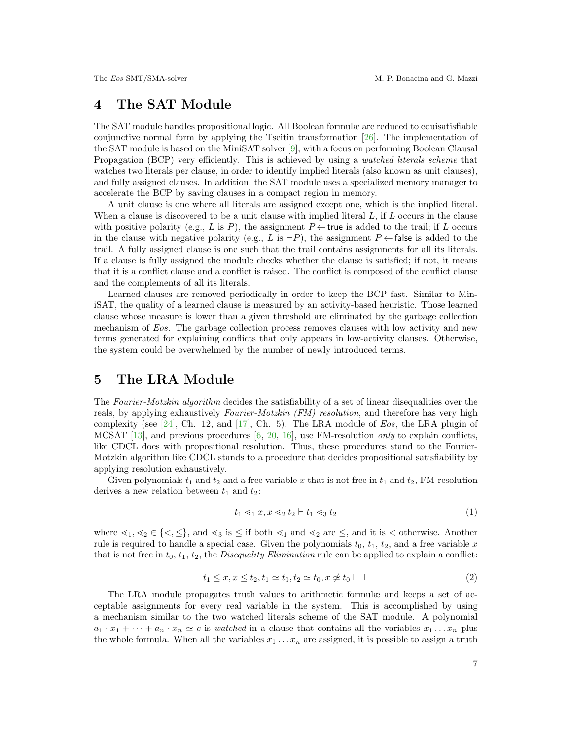# 4 The SAT Module

The SAT module handles propositional logic. All Boolean formulæ are reduced to equisatisfiable conjunctive normal form by applying the Tseitin transformation [26]. The implementation of the SAT module is based on the MiniSAT solver [9], with a focus on performing Boolean Clausal Propagation (BCP) very efficiently. This is achieved by using a *watched literals scheme* that watches two literals per clause, in order to identify implied literals (also known as unit clauses), and fully assigned clauses. In addition, the SAT module uses a specialized memory manager to accelerate the BCP by saving clauses in a compact region in memory.

A unit clause is one where all literals are assigned except one, which is the implied literal. When a clause is discovered to be a unit clause with implied literal $L$, if $L$ occurs in the clause with positive polarity (e.g., $L$ is $P$), the assignment $P \leftarrow \mathsf{true}$ is added to the trail; if $L$ occurs in the clause with negative polarity (e.g., $L$ is $\neg P$), the assignment $P \leftarrow \mathsf{false}$ is added to the trail. A fully assigned clause is one such that the trail contains assignments for all its literals. If a clause is fully assigned the module checks whether the clause is satisfied; if not, it means that it is a conflict clause and a conflict is raised. The conflict is composed of the conflict clause and the complements of all its literals.

Learned clauses are removed periodically in order to keep the BCP fast. Similar to MiniSAT, the quality of a learned clause is measured by an activity-based heuristic. Those learned clause whose measure is lower than a given threshold are eliminated by the garbage collection mechanism of *Eos*. The garbage collection process removes clauses with low activity and new terms generated for explaining conflicts that only appears in low-activity clauses. Otherwise, the system could be overwhelmed by the number of newly introduced terms.

# 5 The LRA Module

The *Fourier-Motzkin algorithm* decides the satisfiability of a set of linear disequalities over the reals, by applying exhaustively *Fourier-Motzkin (FM) resolution*, and therefore has very high complexity (see [24], Ch. 12, and [17], Ch. 5). The LRA module of *Eos*, the LRA plugin of MCSAT [13], and previous procedures [6, 20, 16], use FM-resolution *only* to explain conflicts, like CDCL does with propositional resolution. Thus, these procedures stand to the Fourier-Motzkin algorithm like CDCL stands to a procedure that decides propositional satisfiability by applying resolution exhaustively.

Given polynomials $t_1$ and $t_2$ and a free variable $x$ that is not free in $t_1$ and $t_2$, FM-resolution derives a new relation between $t_1$ and $t_2$:

$$t_1 \lessdot_1 x, x \lessdot_2 t_2 \vdash t_1 \lessdot_3 t_2 \tag{1}$$

where $\lessdot_1, \lessdot_2 \in \{<, \leq\}$, and $\lessdot_3$ is $\leq$ if both $\lessdot_1$ and $\lessdot_2$ are $\leq$, and it is $<$ otherwise. Another rule is required to handle a special case. Given the polynomials $t_0$, $t_1$, $t_2$, and a free variable $x$ that is not free in $t_0$, $t_1$, $t_2$, the *Disequality Elimination* rule can be applied to explain a conflict:

$$t_1 \leq x, x \leq t_2, t_1 \simeq t_0, t_2 \simeq t_0, x \not\simeq t_0 \vdash \bot \tag{2}$$

The LRA module propagates truth values to arithmetic formulæ and keeps a set of acceptable assignments for every real variable in the system. This is accomplished by using a mechanism similar to the two watched literals scheme of the SAT module. A polynomial $a_1 \cdot x_1 + \cdots + a_n \cdot x_n \simeq c$ is *watched* in a clause that contains all the variables $x_1 \ldots x_n$ plus the whole formula. When all the variables $x_1 \ldots x_n$ are assigned, it is possible to assign a truth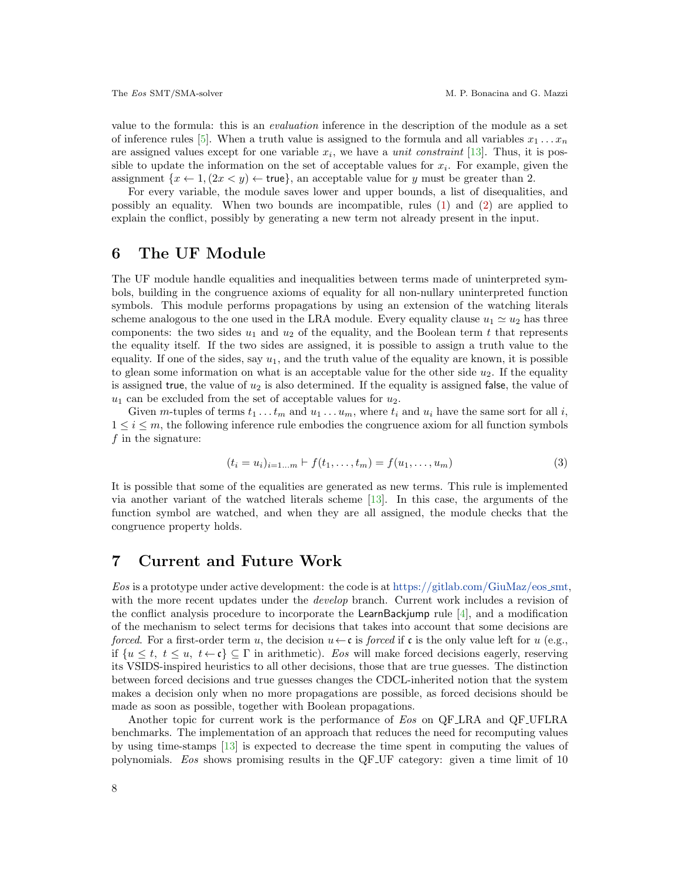value to the formula: this is an *evaluation* inference in the description of the module as a set of inference rules [5]. When a truth value is assigned to the formula and all variables $x_1 \dots x_n$ are assigned values except for one variable $x_i$, we have a *unit constraint* [13]. Thus, it is possible to update the information on the set of acceptable values for $x_i$. For example, given the assignment $\{x \leftarrow 1, (2x < y) \leftarrow \mathsf{true}\}$, an acceptable value for $y$ must be greater than 2.

For every variable, the module saves lower and upper bounds, a list of disequalities, and possibly an equality. When two bounds are incompatible, rules (1) and (2) are applied to explain the conflict, possibly by generating a new term not already present in the input.

# 6 The UF Module

The UF module handle equalities and inequalities between terms made of uninterpreted symbols, building in the congruence axioms of equality for all non-nullary uninterpreted function symbols. This module performs propagations by using an extension of the watching literals scheme analogous to the one used in the LRA module. Every equality clause $u_1 \simeq u_2$ has three components: the two sides $u_1$ and $u_2$ of the equality, and the Boolean term $t$ that represents the equality itself. If the two sides are assigned, it is possible to assign a truth value to the equality. If one of the sides, say $u_1$, and the truth value of the equality are known, it is possible to glean some information on what is an acceptable value for the other side $u_2$. If the equality is assigned $\mathsf{true}$, the value of $u_2$ is also determined. If the equality is assigned $\mathsf{false}$, the value of $u_1$ can be excluded from the set of acceptable values for $u_2$.

Given $m$-tuples of terms $t_1 \dots t_m$ and $u_1 \dots u_m$, where $t_i$ and $u_i$ have the same sort for all $i$, $1 \leq i \leq m$, the following inference rule embodies the congruence axiom for all function symbols $f$ in the signature:

$$(t_i = u_i)_{i=1\dots m} \vdash f(t_1, \dots, t_m) = f(u_1, \dots, u_m) \tag{3}$$

It is possible that some of the equalities are generated as new terms. This rule is implemented via another variant of the watched literals scheme [13]. In this case, the arguments of the function symbol are watched, and when they are all assigned, the module checks that the congruence property holds.

# 7 Current and Future Work

*Eos* is a prototype under active development: the code is at https://gitlab.com/GiuMaz/eos_smt, with the more recent updates under the *develop* branch. Current work includes a revision of the conflict analysis procedure to incorporate the LearnBackjump rule [4], and a modification of the mechanism to select terms for decisions that takes into account that some decisions are *forced*. For a first-order term $u$, the decision $u \leftarrow \mathfrak{c}$ is *forced* if $\mathfrak{c}$ is the only value left for $u$ (e.g., if $\{u \leq t,\ t \leq u,\ t \leftarrow \mathfrak{c}\} \subseteq \Gamma$ in arithmetic). *Eos* will make forced decisions eagerly, reserving its VSIDS-inspired heuristics to all other decisions, those that are true guesses. The distinction between forced decisions and true guesses changes the CDCL-inherited notion that the system makes a decision only when no more propagations are possible, as forced decisions should be made as soon as possible, together with Boolean propagations.

Another topic for current work is the performance of *Eos* on QF_LRA and QF_UFLRA benchmarks. The implementation of an approach that reduces the need for recomputing values by using time-stamps [13] is expected to decrease the time spent in computing the values of polynomials. *Eos* shows promising results in the QF_UF category: given a time limit of 10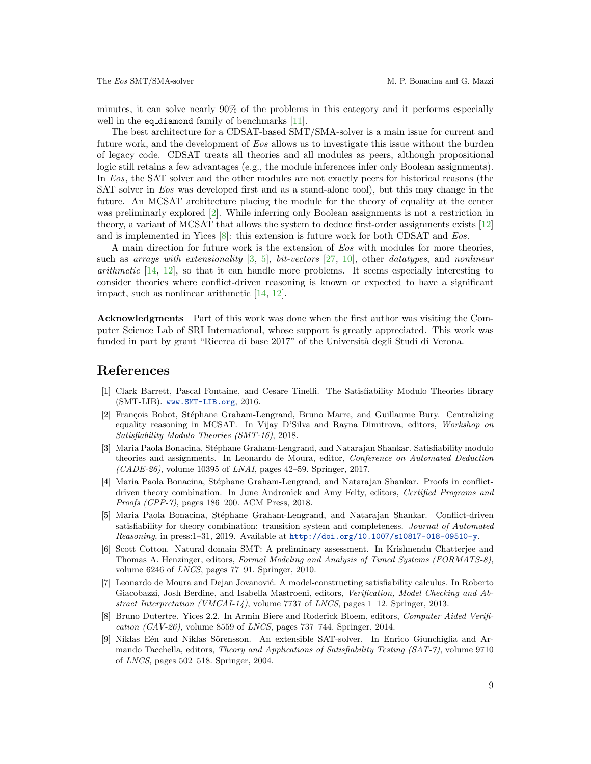minutes, it can solve nearly 90% of the problems in this category and it performs especially well in the `eq_diamond` family of benchmarks [11].

The best architecture for a CDSAT-based SMT/SMA-solver is a main issue for current and future work, and the development of *Eos* allows us to investigate this issue without the burden of legacy code. CDSAT treats all theories and all modules as peers, although propositional logic still retains a few advantages (e.g., the module inferences infer only Boolean assignments). In *Eos*, the SAT solver and the other modules are not exactly peers for historical reasons (the SAT solver in *Eos* was developed first and as a stand-alone tool), but this may change in the future. An MCSAT architecture placing the module for the theory of equality at the center was preliminarly explored [2]. While inferring only Boolean assignments is not a restriction in theory, a variant of MCSAT that allows the system to deduce first-order assignments exists [12] and is implemented in Yices [8]: this extension is future work for both CDSAT and *Eos*.

A main direction for future work is the extension of *Eos* with modules for more theories, such as *arrays with extensionality* [3, 5], *bit-vectors* [27, 10], other *datatypes*, and *nonlinear arithmetic* [14, 12], so that it can handle more problems. It seems especially interesting to consider theories where conflict-driven reasoning is known or expected to have a significant impact, such as nonlinear arithmetic [14, 12].

**Acknowledgments** Part of this work was done when the first author was visiting the Computer Science Lab of SRI International, whose support is greatly appreciated. This work was funded in part by grant "Ricerca di base 2017" of the Università degli Studi di Verona.

# References

[1] Clark Barrett, Pascal Fontaine, and Cesare Tinelli. The Satisfiability Modulo Theories library (SMT-LIB). www.SMT-LIB.org, 2016.

[2] François Bobot, Stéphane Graham-Lengrand, Bruno Marre, and Guillaume Bury. Centralizing equality reasoning in MCSAT. In Vijay D'Silva and Rayna Dimitrova, editors, *Workshop on Satisfiability Modulo Theories (SMT-16)*, 2018.

[3] Maria Paola Bonacina, Stéphane Graham-Lengrand, and Natarajan Shankar. Satisfiability modulo theories and assignments. In Leonardo de Moura, editor, *Conference on Automated Deduction (CADE-26)*, volume 10395 of *LNAI*, pages 42–59. Springer, 2017.

[4] Maria Paola Bonacina, Stéphane Graham-Lengrand, and Natarajan Shankar. Proofs in conflict-driven theory combination. In June Andronick and Amy Felty, editors, *Certified Programs and Proofs (CPP-7)*, pages 186–200. ACM Press, 2018.

[5] Maria Paola Bonacina, Stéphane Graham-Lengrand, and Natarajan Shankar. Conflict-driven satisfiability for theory combination: transition system and completeness. *Journal of Automated Reasoning*, in press:1–31, 2019. Available at http://doi.org/10.1007/s10817-018-09510-y.

[6] Scott Cotton. Natural domain SMT: A preliminary assessment. In Krishnendu Chatterjee and Thomas A. Henzinger, editors, *Formal Modeling and Analysis of Timed Systems (FORMATS-8)*, volume 6246 of *LNCS*, pages 77–91. Springer, 2010.

[7] Leonardo de Moura and Dejan Jovanović. A model-constructing satisfiability calculus. In Roberto Giacobazzi, Josh Berdine, and Isabella Mastroeni, editors, *Verification, Model Checking and Abstract Interpretation (VMCAI-14)*, volume 7737 of *LNCS*, pages 1–12. Springer, 2013.

[8] Bruno Dutertre. Yices 2.2. In Armin Biere and Roderick Bloem, editors, *Computer Aided Verification (CAV-26)*, volume 8559 of *LNCS*, pages 737–744. Springer, 2014.

[9] Niklas Eén and Niklas Sörensson. An extensible SAT-solver. In Enrico Giunchiglia and Armando Tacchella, editors, *Theory and Applications of Satisfiability Testing (SAT-7)*, volume 9710 of *LNCS*, pages 502–518. Springer, 2004.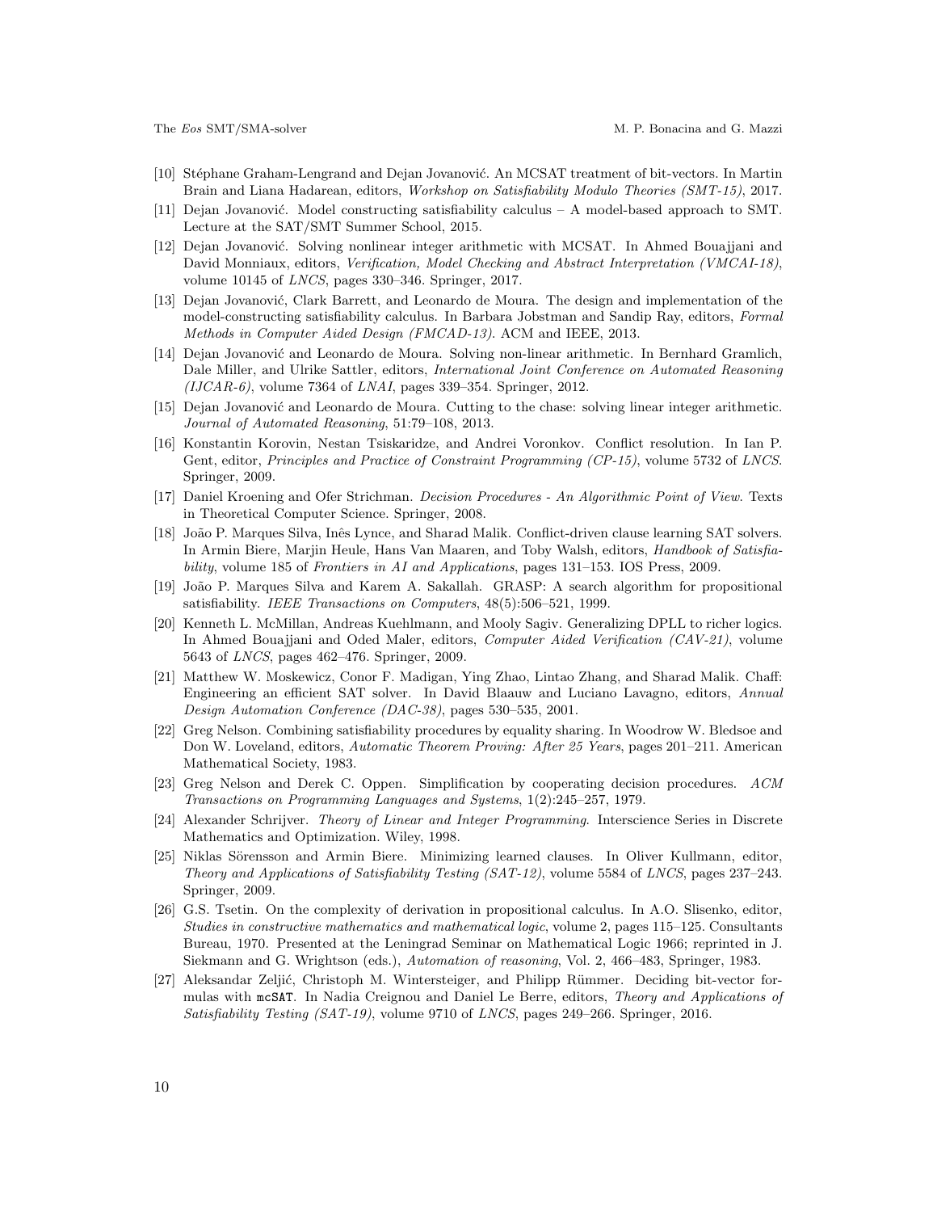[10] Stéphane Graham-Lengrand and Dejan Jovanović. An MCSAT treatment of bit-vectors. In Martin Brain and Liana Hadarean, editors, *Workshop on Satisfiability Modulo Theories (SMT-15)*, 2017.

[11] Dejan Jovanović. Model constructing satisfiability calculus – A model-based approach to SMT. Lecture at the SAT/SMT Summer School, 2015.

[12] Dejan Jovanović. Solving nonlinear integer arithmetic with MCSAT. In Ahmed Bouajjani and David Monniaux, editors, *Verification, Model Checking and Abstract Interpretation (VMCAI-18)*, volume 10145 of *LNCS*, pages 330–346. Springer, 2017.

[13] Dejan Jovanović, Clark Barrett, and Leonardo de Moura. The design and implementation of the model-constructing satisfiability calculus. In Barbara Jobstman and Sandip Ray, editors, *Formal Methods in Computer Aided Design (FMCAD-13)*. ACM and IEEE, 2013.

[14] Dejan Jovanović and Leonardo de Moura. Solving non-linear arithmetic. In Bernhard Gramlich, Dale Miller, and Ulrike Sattler, editors, *International Joint Conference on Automated Reasoning (IJCAR-6)*, volume 7364 of *LNAI*, pages 339–354. Springer, 2012.

[15] Dejan Jovanović and Leonardo de Moura. Cutting to the chase: solving linear integer arithmetic. *Journal of Automated Reasoning*, 51:79–108, 2013.

[16] Konstantin Korovin, Nestan Tsiskaridze, and Andrei Voronkov. Conflict resolution. In Ian P. Gent, editor, *Principles and Practice of Constraint Programming (CP-15)*, volume 5732 of *LNCS*. Springer, 2009.

[17] Daniel Kroening and Ofer Strichman. *Decision Procedures - An Algorithmic Point of View*. Texts in Theoretical Computer Science. Springer, 2008.

[18] João P. Marques Silva, Inês Lynce, and Sharad Malik. Conflict-driven clause learning SAT solvers. In Armin Biere, Marjin Heule, Hans Van Maaren, and Toby Walsh, editors, *Handbook of Satisfiability*, volume 185 of *Frontiers in AI and Applications*, pages 131–153. IOS Press, 2009.

[19] João P. Marques Silva and Karem A. Sakallah. GRASP: A search algorithm for propositional satisfiability. *IEEE Transactions on Computers*, 48(5):506–521, 1999.

[20] Kenneth L. McMillan, Andreas Kuehlmann, and Mooly Sagiv. Generalizing DPLL to richer logics. In Ahmed Bouajjani and Oded Maler, editors, *Computer Aided Verification (CAV-21)*, volume 5643 of *LNCS*, pages 462–476. Springer, 2009.

[21] Matthew W. Moskewicz, Conor F. Madigan, Ying Zhao, Lintao Zhang, and Sharad Malik. Chaff: Engineering an efficient SAT solver. In David Blaauw and Luciano Lavagno, editors, *Annual Design Automation Conference (DAC-38)*, pages 530–535, 2001.

[22] Greg Nelson. Combining satisfiability procedures by equality sharing. In Woodrow W. Bledsoe and Don W. Loveland, editors, *Automatic Theorem Proving: After 25 Years*, pages 201–211. American Mathematical Society, 1983.

[23] Greg Nelson and Derek C. Oppen. Simplification by cooperating decision procedures. *ACM Transactions on Programming Languages and Systems*, 1(2):245–257, 1979.

[24] Alexander Schrijver. *Theory of Linear and Integer Programming*. Interscience Series in Discrete Mathematics and Optimization. Wiley, 1998.

[25] Niklas Sörensson and Armin Biere. Minimizing learned clauses. In Oliver Kullmann, editor, *Theory and Applications of Satisfiability Testing (SAT-12)*, volume 5584 of *LNCS*, pages 237–243. Springer, 2009.

[26] G.S. Tsetin. On the complexity of derivation in propositional calculus. In A.O. Slisenko, editor, *Studies in constructive mathematics and mathematical logic*, volume 2, pages 115–125. Consultants Bureau, 1970. Presented at the Leningrad Seminar on Mathematical Logic 1966; reprinted in J. Siekmann and G. Wrightson (eds.), *Automation of reasoning*, Vol. 2, 466–483, Springer, 1983.

[27] Aleksandar Zeljić, Christoph M. Wintersteiger, and Philipp Rümmer. Deciding bit-vector formulas with mcSAT. In Nadia Creignou and Daniel Le Berre, editors, *Theory and Applications of Satisfiability Testing (SAT-19)*, volume 9710 of *LNCS*, pages 249–266. Springer, 2016.